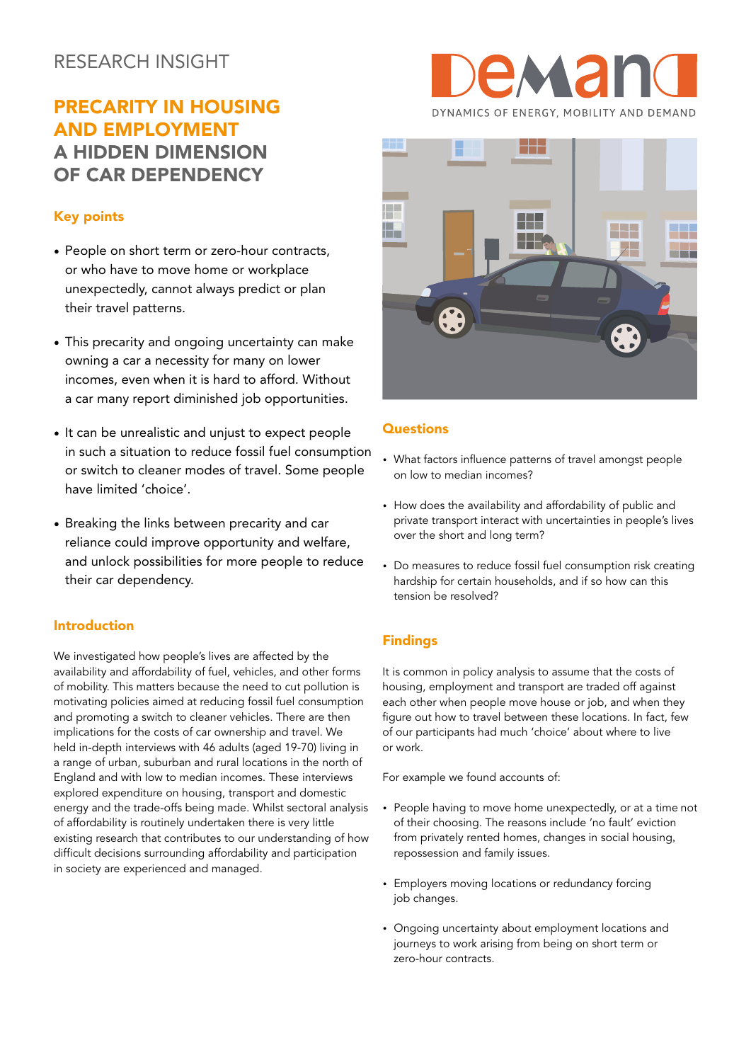RESEARCH INSIGHT

# PRECARITY IN HOUSING AND EMPLOYMENT A HIDDEN DIMENSION OF CAR DEPENDENCY

DeMand
DYNAMICS OF ENERGY, MOBILITY AND DEMAND

## Key points

- People on short term or zero-hour contracts, or who have to move home or workplace unexpectedly, cannot always predict or plan their travel patterns.
- This precarity and ongoing uncertainty can make owning a car a necessity for many on lower incomes, even when it is hard to afford. Without a car many report diminished job opportunities.
- It can be unrealistic and unjust to expect people in such a situation to reduce fossil fuel consumption or switch to cleaner modes of travel. Some people have limited 'choice'.
- Breaking the links between precarity and car reliance could improve opportunity and welfare, and unlock possibilities for more people to reduce their car dependency.

## Introduction

We investigated how people's lives are affected by the availability and affordability of fuel, vehicles, and other forms of mobility. This matters because the need to cut pollution is motivating policies aimed at reducing fossil fuel consumption and promoting a switch to cleaner vehicles. There are then implications for the costs of car ownership and travel. We held in-depth interviews with 46 adults (aged 19-70) living in a range of urban, suburban and rural locations in the north of England and with low to median incomes. These interviews explored expenditure on housing, transport and domestic energy and the trade-offs being made. Whilst sectoral analysis of affordability is routinely undertaken there is very little existing research that contributes to our understanding of how difficult decisions surrounding affordability and participation in society are experienced and managed.

## Questions

- What factors influence patterns of travel amongst people on low to median incomes?
- How does the availability and affordability of public and private transport interact with uncertainties in people's lives over the short and long term?
- Do measures to reduce fossil fuel consumption risk creating hardship for certain households, and if so how can this tension be resolved?

## Findings

It is common in policy analysis to assume that the costs of housing, employment and transport are traded off against each other when people move house or job, and when they figure out how to travel between these locations. In fact, few of our participants had much 'choice' about where to live or work.

For example we found accounts of:

- People having to move home unexpectedly, or at a time not of their choosing. The reasons include 'no fault' eviction from privately rented homes, changes in social housing, repossession and family issues.
- Employers moving locations or redundancy forcing job changes.
- Ongoing uncertainty about employment locations and journeys to work arising from being on short term or zero-hour contracts.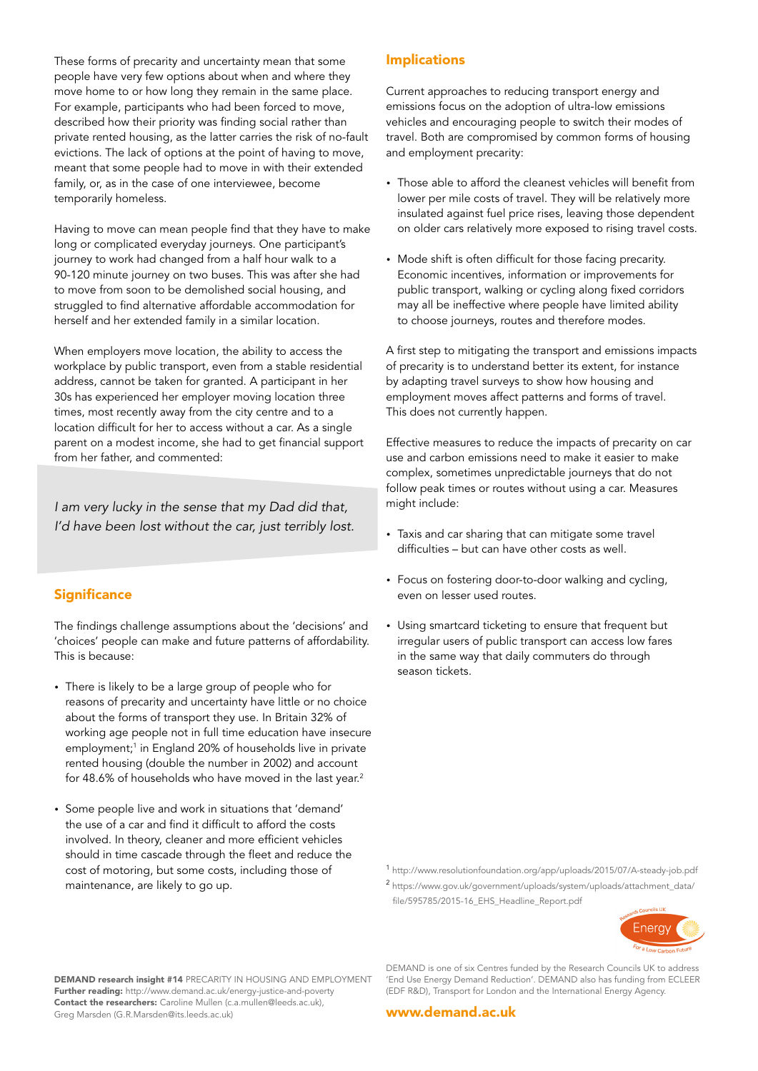These forms of precarity and uncertainty mean that some people have very few options about when and where they move home to or how long they remain in the same place. For example, participants who had been forced to move, described how their priority was finding social rather than private rented housing, as the latter carries the risk of no-fault evictions. The lack of options at the point of having to move, meant that some people had to move in with their extended family, or, as in the case of one interviewee, become temporarily homeless.

Having to move can mean people find that they have to make long or complicated everyday journeys. One participant's journey to work had changed from a half hour walk to a 90-120 minute journey on two buses. This was after she had to move from soon to be demolished social housing, and struggled to find alternative affordable accommodation for herself and her extended family in a similar location.

When employers move location, the ability to access the workplace by public transport, even from a stable residential address, cannot be taken for granted. A participant in her 30s has experienced her employer moving location three times, most recently away from the city centre and to a location difficult for her to access without a car. As a single parent on a modest income, she had to get financial support from her father, and commented:

> *I am very lucky in the sense that my Dad did that, I'd have been lost without the car, just terribly lost.*

## Significance

The findings challenge assumptions about the 'decisions' and 'choices' people can make and future patterns of affordability. This is because:

- There is likely to be a large group of people who for reasons of precarity and uncertainty have little or no choice about the forms of transport they use. In Britain 32% of working age people not in full time education have insecure employment;[1] in England 20% of households live in private rented housing (double the number in 2002) and account for 48.6% of households who have moved in the last year.[2]
- Some people live and work in situations that 'demand' the use of a car and find it difficult to afford the costs involved. In theory, cleaner and more efficient vehicles should in time cascade through the fleet and reduce the cost of motoring, but some costs, including those of maintenance, are likely to go up.

## Implications

Current approaches to reducing transport energy and emissions focus on the adoption of ultra-low emissions vehicles and encouraging people to switch their modes of travel. Both are compromised by common forms of housing and employment precarity:

- Those able to afford the cleanest vehicles will benefit from lower per mile costs of travel. They will be relatively more insulated against fuel price rises, leaving those dependent on older cars relatively more exposed to rising travel costs.
- Mode shift is often difficult for those facing precarity. Economic incentives, information or improvements for public transport, walking or cycling along fixed corridors may all be ineffective where people have limited ability to choose journeys, routes and therefore modes.

A first step to mitigating the transport and emissions impacts of precarity is to understand better its extent, for instance by adapting travel surveys to show how housing and employment moves affect patterns and forms of travel. This does not currently happen.

Effective measures to reduce the impacts of precarity on car use and carbon emissions need to make it easier to make complex, sometimes unpredictable journeys that do not follow peak times or routes without using a car. Measures might include:

- Taxis and car sharing that can mitigate some travel difficulties – but can have other costs as well.
- Focus on fostering door-to-door walking and cycling, even on lesser used routes.
- Using smartcard ticketing to ensure that frequent but irregular users of public transport can access low fares in the same way that daily commuters do through season tickets.

[1] http://www.resolutionfoundation.org/app/uploads/2015/07/A-steady-job.pdf

[2] https://www.gov.uk/government/uploads/system/uploads/attachment_data/file/595785/2015-16_EHS_Headline_Report.pdf

Research Councils UK Energy For a Low Carbon Future

**DEMAND research insight #14** PRECARITY IN HOUSING AND EMPLOYMENT
**Further reading:** http://www.demand.ac.uk/energy-justice-and-poverty
**Contact the researchers:** Caroline Mullen (c.a.mullen@leeds.ac.uk), Greg Marsden (G.R.Marsden@its.leeds.ac.uk)

DEMAND is one of six Centres funded by the Research Councils UK to address 'End Use Energy Demand Reduction'. DEMAND also has funding from ECLEER (EDF R&D), Transport for London and the International Energy Agency.

**www.demand.ac.uk**